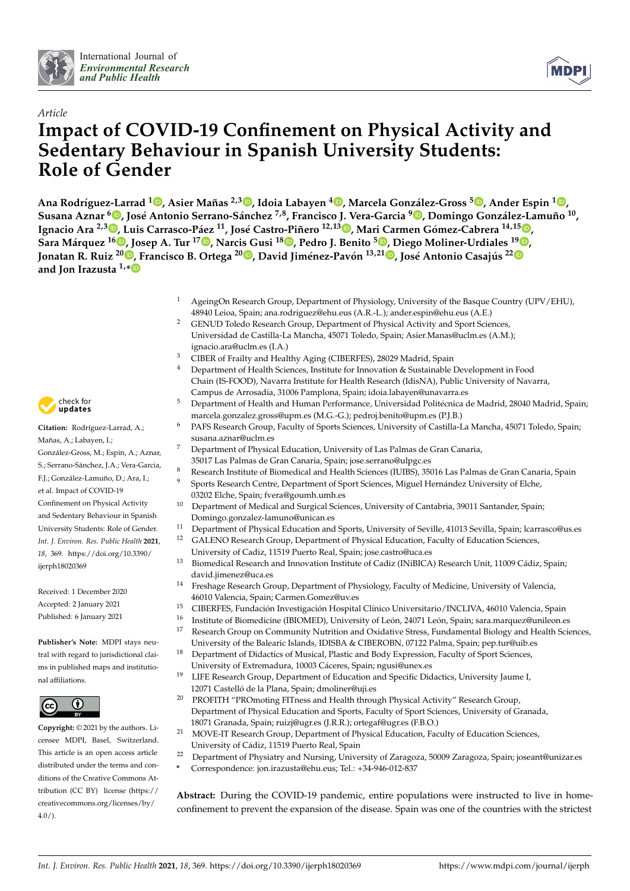Article

# Impact of COVID-19 Confinement on Physical Activity and Sedentary Behaviour in Spanish University Students: Role of Gender

**Ana Rodríguez-Larrad [1], Asier Mañas [2,3], Idoia Labayen [4], Marcela González-Gross [5], Ander Espin [1], Susana Aznar [6], José Antonio Serrano-Sánchez [7,8], Francisco J. Vera-Garcia [9], Domingo González-Lamuño [10], Ignacio Ara [2,3], Luis Carrasco-Páez [11], José Castro-Piñero [12,13], Mari Carmen Gómez-Cabrera [14,15], Sara Márquez [16], Josep A. Tur [17], Narcis Gusi [18], Pedro J. Benito [5], Diego Moliner-Urdiales [19], Jonatan R. Ruiz [20], Francisco B. Ortega [20], David Jiménez-Pavón [13,21], José Antonio Casajús [22] and Jon Irazusta [1,*]**

[1] AgeingOn Research Group, Department of Physiology, University of the Basque Country (UPV/EHU), 48940 Leioa, Spain; ana.rodriguez@ehu.eus (A.R.-L.); ander.espin@ehu.eus (A.E.)
[2] GENUD Toledo Research Group, Department of Physical Activity and Sport Sciences, Universidad de Castilla-La Mancha, 45071 Toledo, Spain; Asier.Manas@uclm.es (A.M.); ignacio.ara@uclm.es (I.A.)
[3] CIBER of Frailty and Healthy Aging (CIBERFES), 28029 Madrid, Spain
[4] Department of Health Sciences, Institute for Innovation & Sustainable Development in Food Chain (IS-FOOD), Navarra Institute for Health Research (IdisNA), Public University of Navarra, Campus de Arrosadía, 31006 Pamplona, Spain; idoia.labayen@unavarra.es
[5] Department of Health and Human Performance, Universidad Politécnica de Madrid, 28040 Madrid, Spain; marcela.gonzalez.gross@upm.es (M.G.-G.); pedroj.benito@upm.es (P.J.B.)
[6] PAFS Research Group, Faculty of Sports Sciences, University of Castilla-La Mancha, 45071 Toledo, Spain; susana.aznar@uclm.es
[7] Department of Physical Education, University of Las Palmas de Gran Canaria, 35017 Las Palmas de Gran Canaria, Spain; jose.serrano@ulpgc.es
[8] Research Institute of Biomedical and Health Sciences (IUIBS), 35016 Las Palmas de Gran Canaria, Spain
[9] Sports Research Centre, Department of Sport Sciences, Miguel Hernández University of Elche, 03202 Elche, Spain; fvera@goumh.umh.es
[10] Department of Medical and Surgical Sciences, University of Cantabria, 39011 Santander, Spain; Domingo.gonzalez-lamuno@unican.es
[11] Department of Physical Education and Sports, University of Seville, 41013 Sevilla, Spain; lcarrasco@us.es
[12] GALENO Research Group, Department of Physical Education, Faculty of Education Sciences, University of Cadiz, 11519 Puerto Real, Spain; jose.castro@uca.es
[13] Biomedical Research and Innovation Institute of Cadiz (INiBICA) Research Unit, 11009 Cádiz, Spain; david.jimenez@uca.es
[14] Freshage Research Group, Department of Physiology, Faculty of Medicine, University of Valencia, 46010 Valencia, Spain; Carmen.Gomez@uv.es
[15] CIBERFES, Fundación Investigación Hospital Clínico Universitario/INCLIVA, 46010 Valencia, Spain
[16] Institute of Biomedicine (IBIOMED), University of León, 24071 León, Spain; sara.marquez@unileon.es
[17] Research Group on Community Nutrition and Oxidative Stress, Fundamental Biology and Health Sciences, University of the Balearic Islands, IDISBA & CIBEROBN, 07122 Palma, Spain; pep.tur@uib.es
[18] Department of Didactics of Musical, Plastic and Body Expression, Faculty of Sport Sciences, University of Extremadura, 10003 Cáceres, Spain; ngusi@unex.es
[19] LIFE Research Group, Department of Education and Specific Didactics, University Jaume I, 12071 Castelló de la Plana, Spain; dmoliner@uji.es
[20] PROFITH "PROmoting FITness and Health through Physical Activity" Research Group, Department of Physical Education and Sports, Faculty of Sport Sciences, University of Granada, 18071 Granada, Spain; ruizj@ugr.es (J.R.R.); ortegaf@ugr.es (F.B.O.)
[21] MOVE-IT Research Group, Department of Physical Education, Faculty of Education Sciences, University of Cádiz, 11519 Puerto Real, Spain
[22] Department of Physiatry and Nursing, University of Zaragoza, 50009 Zaragoza, Spain; joseant@unizar.es
\* Correspondence: jon.irazusta@ehu.eus; Tel.: +34-946-012-837

**Citation:** Rodríguez-Larrad, A.; Mañas, A.; Labayen, I.; González-Gross, M.; Espin, A.; Aznar, S.; Serrano-Sánchez, J.A.; Vera-Garcia, F.J.; González-Lamuño, D.; Ara, I.; et al. Impact of COVID-19 Confinement on Physical Activity and Sedentary Behaviour in Spanish University Students: Role of Gender. *Int. J. Environ. Res. Public Health* **2021**, *18*, 369. https://doi.org/10.3390/ijerph18020369

Received: 1 December 2020
Accepted: 2 January 2021
Published: 6 January 2021

**Publisher's Note:** MDPI stays neutral with regard to jurisdictional claims in published maps and institutional affiliations.

**Copyright:** © 2021 by the authors. Licensee MDPI, Basel, Switzerland. This article is an open access article distributed under the terms and conditions of the Creative Commons Attribution (CC BY) license (https://creativecommons.org/licenses/by/4.0/).

**Abstract:** During the COVID-19 pandemic, entire populations were instructed to live in home-confinement to prevent the expansion of the disease. Spain was one of the countries with the strictest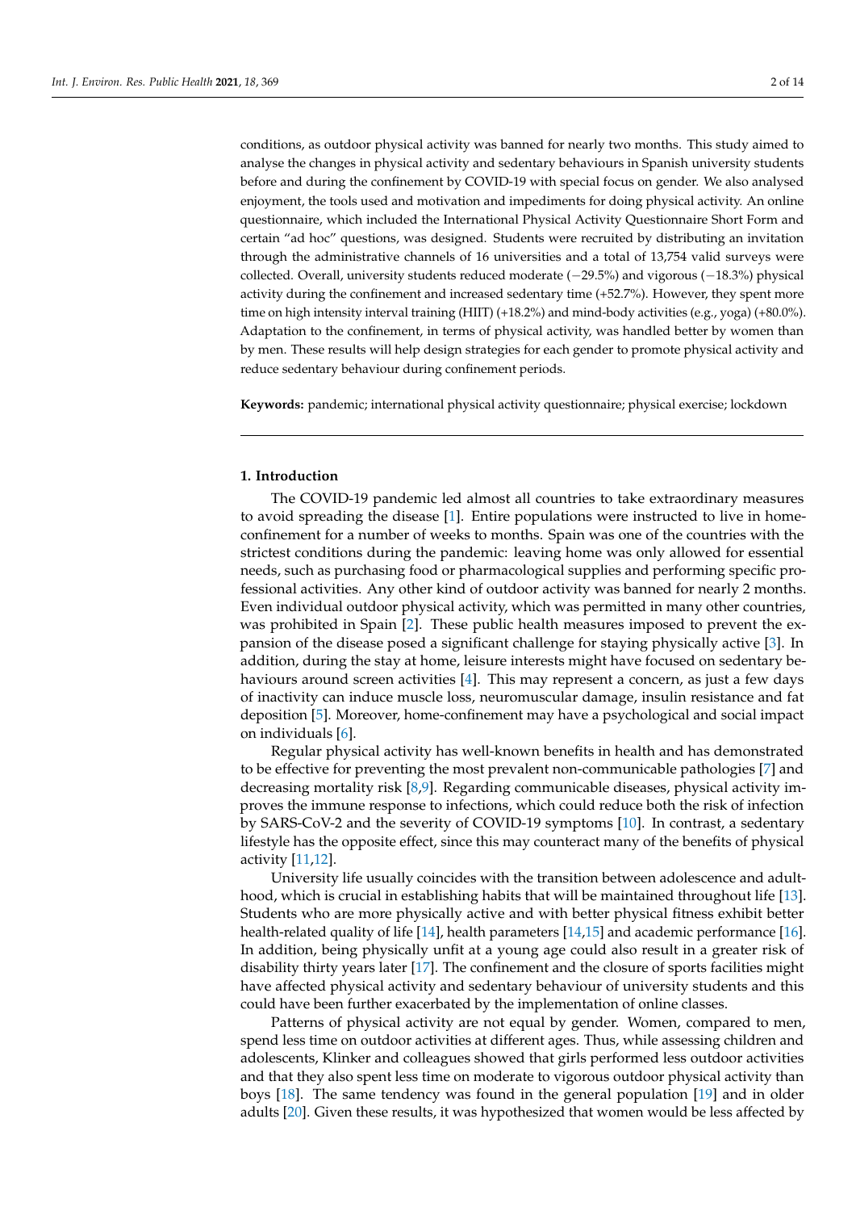conditions, as outdoor physical activity was banned for nearly two months. This study aimed to analyse the changes in physical activity and sedentary behaviours in Spanish university students before and during the confinement by COVID-19 with special focus on gender. We also analysed enjoyment, the tools used and motivation and impediments for doing physical activity. An online questionnaire, which included the International Physical Activity Questionnaire Short Form and certain "ad hoc" questions, was designed. Students were recruited by distributing an invitation through the administrative channels of 16 universities and a total of 13,754 valid surveys were collected. Overall, university students reduced moderate (−29.5%) and vigorous (−18.3%) physical activity during the confinement and increased sedentary time (+52.7%). However, they spent more time on high intensity interval training (HIIT) (+18.2%) and mind-body activities (e.g., yoga) (+80.0%). Adaptation to the confinement, in terms of physical activity, was handled better by women than by men. These results will help design strategies for each gender to promote physical activity and reduce sedentary behaviour during confinement periods.

**Keywords:** pandemic; international physical activity questionnaire; physical exercise; lockdown

## 1. Introduction

The COVID-19 pandemic led almost all countries to take extraordinary measures to avoid spreading the disease [1]. Entire populations were instructed to live in home-confinement for a number of weeks to months. Spain was one of the countries with the strictest conditions during the pandemic: leaving home was only allowed for essential needs, such as purchasing food or pharmacological supplies and performing specific professional activities. Any other kind of outdoor activity was banned for nearly 2 months. Even individual outdoor physical activity, which was permitted in many other countries, was prohibited in Spain [2]. These public health measures imposed to prevent the expansion of the disease posed a significant challenge for staying physically active [3]. In addition, during the stay at home, leisure interests might have focused on sedentary behaviours around screen activities [4]. This may represent a concern, as just a few days of inactivity can induce muscle loss, neuromuscular damage, insulin resistance and fat deposition [5]. Moreover, home-confinement may have a psychological and social impact on individuals [6].

Regular physical activity has well-known benefits in health and has demonstrated to be effective for preventing the most prevalent non-communicable pathologies [7] and decreasing mortality risk [8,9]. Regarding communicable diseases, physical activity improves the immune response to infections, which could reduce both the risk of infection by SARS-CoV-2 and the severity of COVID-19 symptoms [10]. In contrast, a sedentary lifestyle has the opposite effect, since this may counteract many of the benefits of physical activity [11,12].

University life usually coincides with the transition between adolescence and adulthood, which is crucial in establishing habits that will be maintained throughout life [13]. Students who are more physically active and with better physical fitness exhibit better health-related quality of life [14], health parameters [14,15] and academic performance [16]. In addition, being physically unfit at a young age could also result in a greater risk of disability thirty years later [17]. The confinement and the closure of sports facilities might have affected physical activity and sedentary behaviour of university students and this could have been further exacerbated by the implementation of online classes.

Patterns of physical activity are not equal by gender. Women, compared to men, spend less time on outdoor activities at different ages. Thus, while assessing children and adolescents, Klinker and colleagues showed that girls performed less outdoor activities and that they also spent less time on moderate to vigorous outdoor physical activity than boys [18]. The same tendency was found in the general population [19] and in older adults [20]. Given these results, it was hypothesized that women would be less affected by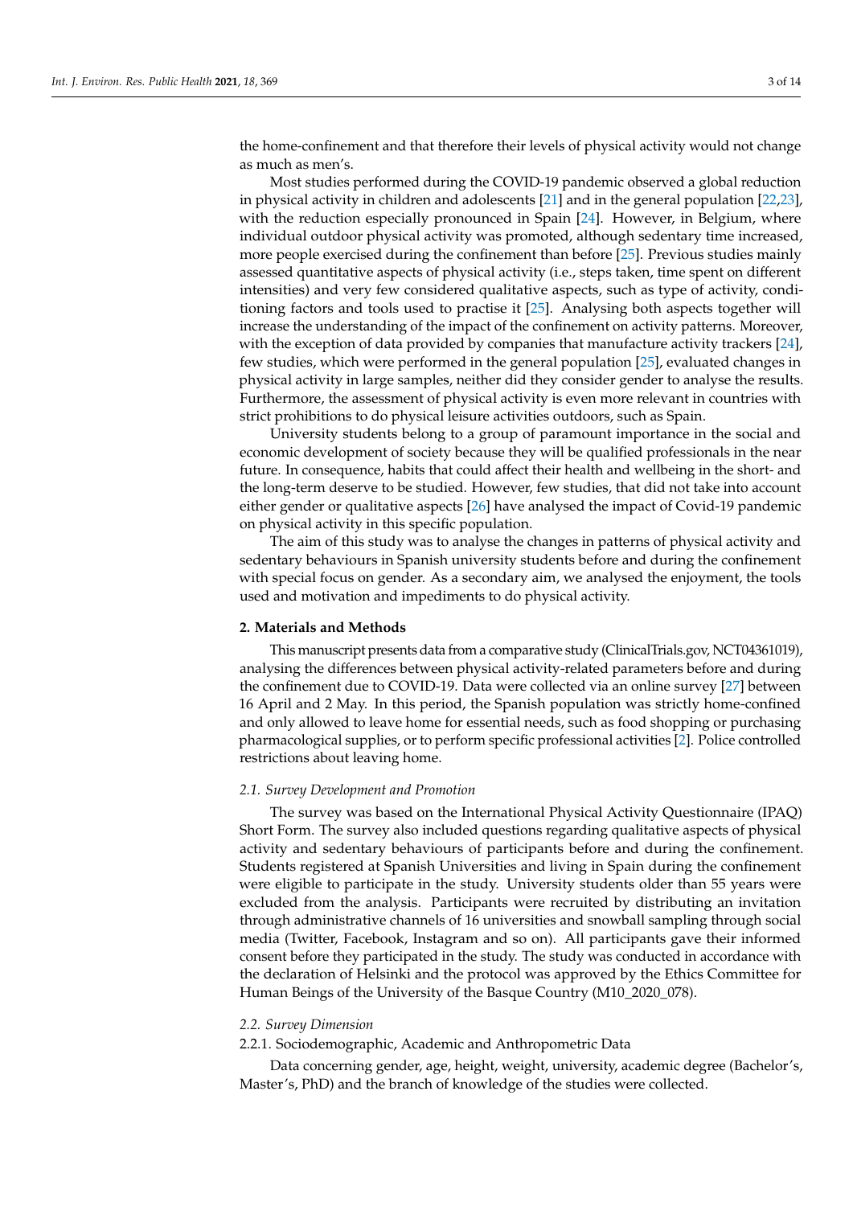the home-confinement and that therefore their levels of physical activity would not change as much as men's.

Most studies performed during the COVID-19 pandemic observed a global reduction in physical activity in children and adolescents [21] and in the general population [22,23], with the reduction especially pronounced in Spain [24]. However, in Belgium, where individual outdoor physical activity was promoted, although sedentary time increased, more people exercised during the confinement than before [25]. Previous studies mainly assessed quantitative aspects of physical activity (i.e., steps taken, time spent on different intensities) and very few considered qualitative aspects, such as type of activity, conditioning factors and tools used to practise it [25]. Analysing both aspects together will increase the understanding of the impact of the confinement on activity patterns. Moreover, with the exception of data provided by companies that manufacture activity trackers [24], few studies, which were performed in the general population [25], evaluated changes in physical activity in large samples, neither did they consider gender to analyse the results. Furthermore, the assessment of physical activity is even more relevant in countries with strict prohibitions to do physical leisure activities outdoors, such as Spain.

University students belong to a group of paramount importance in the social and economic development of society because they will be qualified professionals in the near future. In consequence, habits that could affect their health and wellbeing in the short- and the long-term deserve to be studied. However, few studies, that did not take into account either gender or qualitative aspects [26] have analysed the impact of Covid-19 pandemic on physical activity in this specific population.

The aim of this study was to analyse the changes in patterns of physical activity and sedentary behaviours in Spanish university students before and during the confinement with special focus on gender. As a secondary aim, we analysed the enjoyment, the tools used and motivation and impediments to do physical activity.

## 2. Materials and Methods

This manuscript presents data from a comparative study (ClinicalTrials.gov, NCT04361019), analysing the differences between physical activity-related parameters before and during the confinement due to COVID-19. Data were collected via an online survey [27] between 16 April and 2 May. In this period, the Spanish population was strictly home-confined and only allowed to leave home for essential needs, such as food shopping or purchasing pharmacological supplies, or to perform specific professional activities [2]. Police controlled restrictions about leaving home.

### *2.1. Survey Development and Promotion*

The survey was based on the International Physical Activity Questionnaire (IPAQ) Short Form. The survey also included questions regarding qualitative aspects of physical activity and sedentary behaviours of participants before and during the confinement. Students registered at Spanish Universities and living in Spain during the confinement were eligible to participate in the study. University students older than 55 years were excluded from the analysis. Participants were recruited by distributing an invitation through administrative channels of 16 universities and snowball sampling through social media (Twitter, Facebook, Instagram and so on). All participants gave their informed consent before they participated in the study. The study was conducted in accordance with the declaration of Helsinki and the protocol was approved by the Ethics Committee for Human Beings of the University of the Basque Country (M10_2020_078).

### *2.2. Survey Dimension*

#### 2.2.1. Sociodemographic, Academic and Anthropometric Data

Data concerning gender, age, height, weight, university, academic degree (Bachelor's, Master's, PhD) and the branch of knowledge of the studies were collected.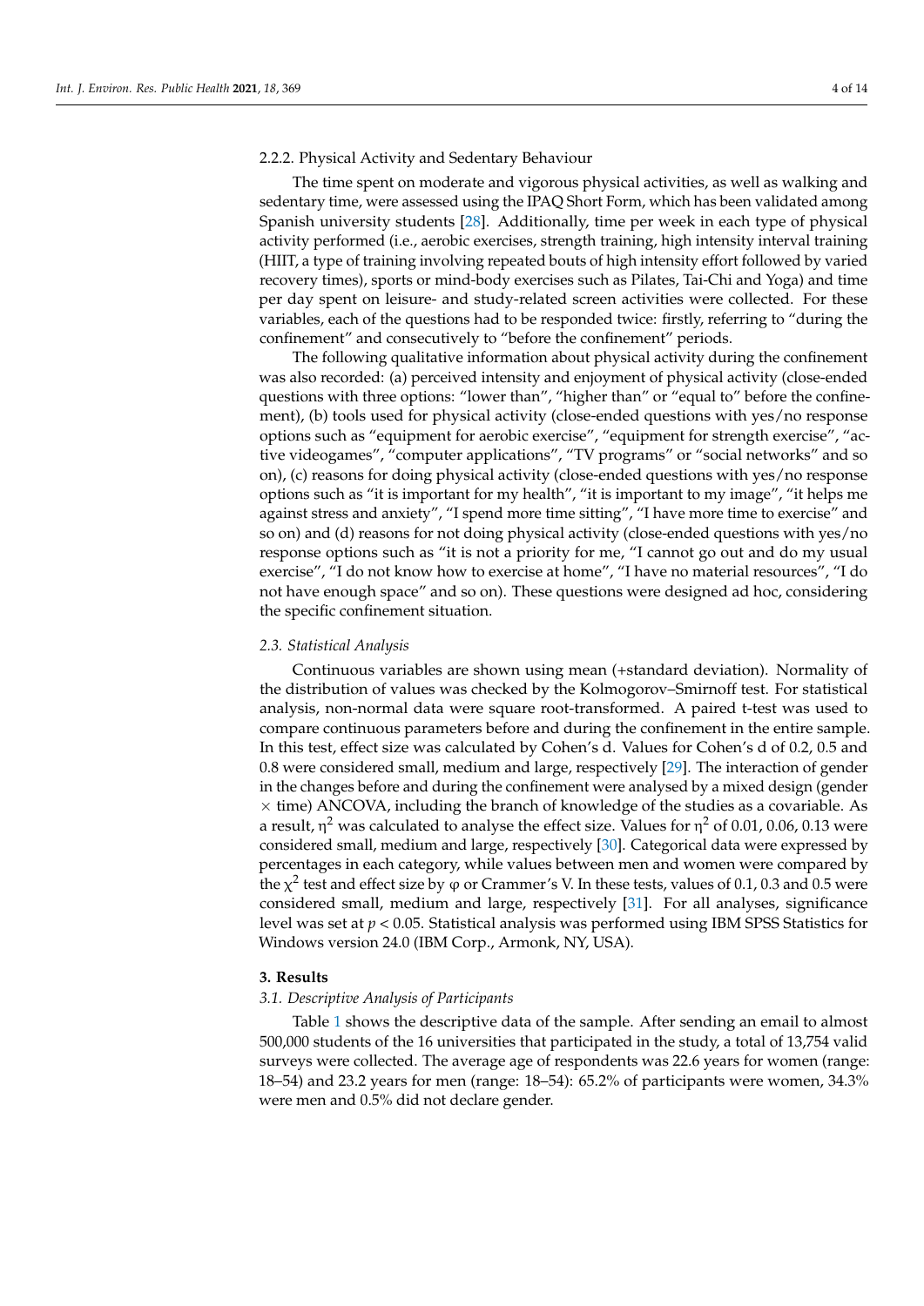#### 2.2.2. Physical Activity and Sedentary Behaviour

The time spent on moderate and vigorous physical activities, as well as walking and sedentary time, were assessed using the IPAQ Short Form, which has been validated among Spanish university students [28]. Additionally, time per week in each type of physical activity performed (i.e., aerobic exercises, strength training, high intensity interval training (HIIT, a type of training involving repeated bouts of high intensity effort followed by varied recovery times), sports or mind-body exercises such as Pilates, Tai-Chi and Yoga) and time per day spent on leisure- and study-related screen activities were collected. For these variables, each of the questions had to be responded twice: firstly, referring to "during the confinement" and consecutively to "before the confinement" periods.

The following qualitative information about physical activity during the confinement was also recorded: (a) perceived intensity and enjoyment of physical activity (close-ended questions with three options: "lower than", "higher than" or "equal to" before the confinement), (b) tools used for physical activity (close-ended questions with yes/no response options such as "equipment for aerobic exercise", "equipment for strength exercise", "active videogames", "computer applications", "TV programs" or "social networks" and so on), (c) reasons for doing physical activity (close-ended questions with yes/no response options such as "it is important for my health", "it is important to my image", "it helps me against stress and anxiety", "I spend more time sitting", "I have more time to exercise" and so on) and (d) reasons for not doing physical activity (close-ended questions with yes/no response options such as "it is not a priority for me, "I cannot go out and do my usual exercise", "I do not know how to exercise at home", "I have no material resources", "I do not have enough space" and so on). These questions were designed ad hoc, considering the specific confinement situation.

### *2.3. Statistical Analysis*

Continuous variables are shown using mean (+standard deviation). Normality of the distribution of values was checked by the Kolmogorov–Smirnoff test. For statistical analysis, non-normal data were square root-transformed. A paired t-test was used to compare continuous parameters before and during the confinement in the entire sample. In this test, effect size was calculated by Cohen's d. Values for Cohen's d of 0.2, 0.5 and 0.8 were considered small, medium and large, respectively [29]. The interaction of gender in the changes before and during the confinement were analysed by a mixed design (gender $\times$ time) ANCOVA, including the branch of knowledge of the studies as a covariable. As a result, $\eta^2$ was calculated to analyse the effect size. Values for $\eta^2$ of 0.01, 0.06, 0.13 were considered small, medium and large, respectively [30]. Categorical data were expressed by percentages in each category, while values between men and women were compared by the $\chi^2$ test and effect size by $\varphi$ or Crammer's V. In these tests, values of 0.1, 0.3 and 0.5 were considered small, medium and large, respectively [31]. For all analyses, significance level was set at $p < 0.05$. Statistical analysis was performed using IBM SPSS Statistics for Windows version 24.0 (IBM Corp., Armonk, NY, USA).

## 3. Results

### *3.1. Descriptive Analysis of Participants*

Table 1 shows the descriptive data of the sample. After sending an email to almost 500,000 students of the 16 universities that participated in the study, a total of 13,754 valid surveys were collected. The average age of respondents was 22.6 years for women (range: 18–54) and 23.2 years for men (range: 18–54): 65.2% of participants were women, 34.3% were men and 0.5% did not declare gender.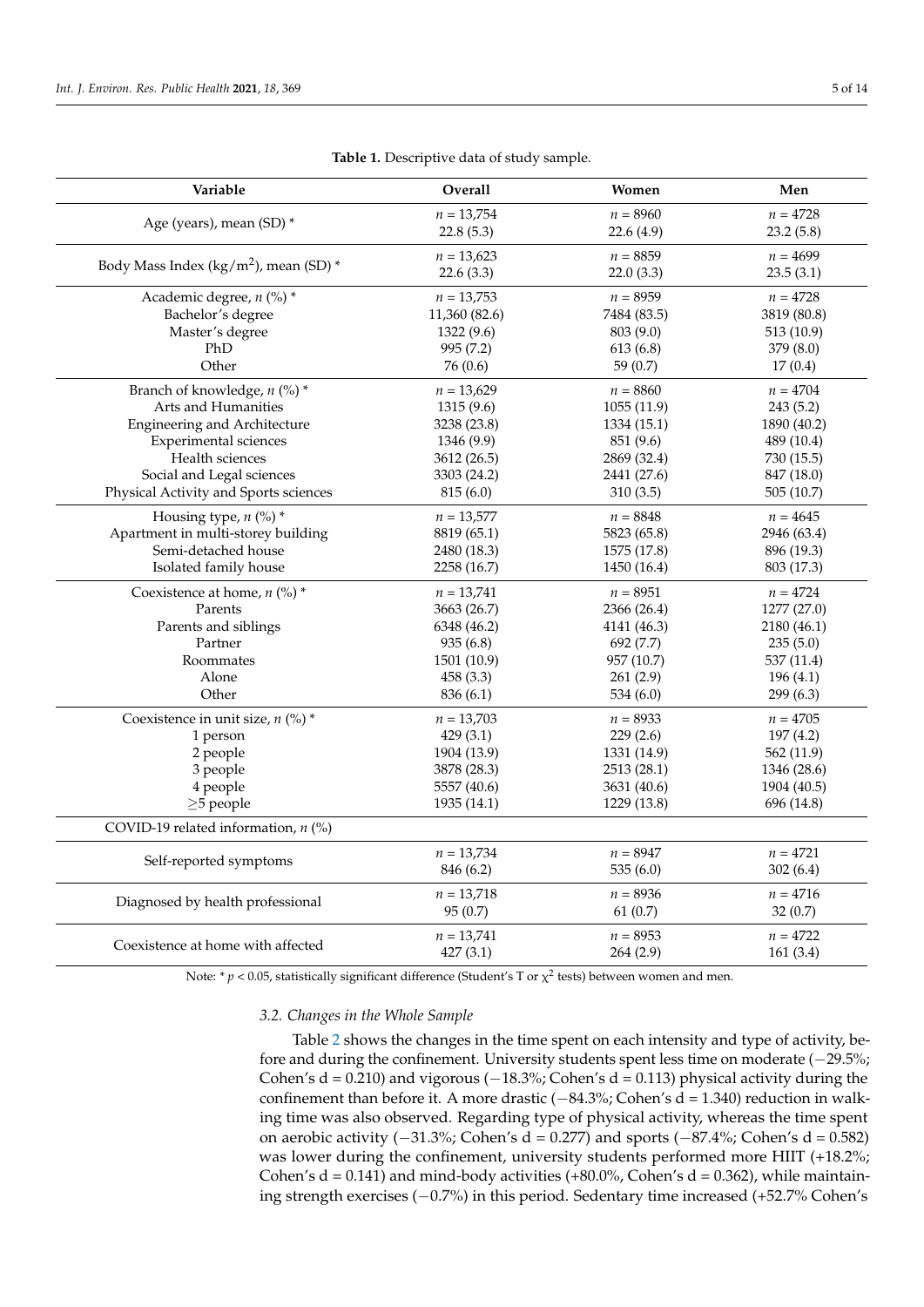**Table 1.** Descriptive data of study sample.

| Variable | Overall | Women | Men |
|---|---|---|---|
| Age (years), mean (SD) * | $n$ = 13,754<br>22.8 (5.3) | $n$ = 8960<br>22.6 (4.9) | $n$ = 4728<br>23.2 (5.8) |
| Body Mass Index (kg/m$^2$), mean (SD) * | $n$ = 13,623<br>22.6 (3.3) | $n$ = 8859<br>22.0 (3.3) | $n$ = 4699<br>23.5 (3.1) |
| Academic degree, $n$ (%) * | $n$ = 13,753 | $n$ = 8959 | $n$ = 4728 |
| Bachelor's degree | 11,360 (82.6) | 7484 (83.5) | 3819 (80.8) |
| Master's degree | 1322 (9.6) | 803 (9.0) | 513 (10.9) |
| PhD | 995 (7.2) | 613 (6.8) | 379 (8.0) |
| Other | 76 (0.6) | 59 (0.7) | 17 (0.4) |
| Branch of knowledge, $n$ (%) * | $n$ = 13,629 | $n$ = 8860 | $n$ = 4704 |
| Arts and Humanities | 1315 (9.6) | 1055 (11.9) | 243 (5.2) |
| Engineering and Architecture | 3238 (23.8) | 1334 (15.1) | 1890 (40.2) |
| Experimental sciences | 1346 (9.9) | 851 (9.6) | 489 (10.4) |
| Health sciences | 3612 (26.5) | 2869 (32.4) | 730 (15.5) |
| Social and Legal sciences | 3303 (24.2) | 2441 (27.6) | 847 (18.0) |
| Physical Activity and Sports sciences | 815 (6.0) | 310 (3.5) | 505 (10.7) |
| Housing type, $n$ (%) * | $n$ = 13,577 | $n$ = 8848 | $n$ = 4645 |
| Apartment in multi-storey building | 8819 (65.1) | 5823 (65.8) | 2946 (63.4) |
| Semi-detached house | 2480 (18.3) | 1575 (17.8) | 896 (19.3) |
| Isolated family house | 2258 (16.7) | 1450 (16.4) | 803 (17.3) |
| Coexistence at home, $n$ (%) * | $n$ = 13,741 | $n$ = 8951 | $n$ = 4724 |
| Parents | 3663 (26.7) | 2366 (26.4) | 1277 (27.0) |
| Parents and siblings | 6348 (46.2) | 4141 (46.3) | 2180 (46.1) |
| Partner | 935 (6.8) | 692 (7.7) | 235 (5.0) |
| Roommates | 1501 (10.9) | 957 (10.7) | 537 (11.4) |
| Alone | 458 (3.3) | 261 (2.9) | 196 (4.1) |
| Other | 836 (6.1) | 534 (6.0) | 299 (6.3) |
| Coexistence in unit size, $n$ (%) * | $n$ = 13,703 | $n$ = 8933 | $n$ = 4705 |
| 1 person | 429 (3.1) | 229 (2.6) | 197 (4.2) |
| 2 people | 1904 (13.9) | 1331 (14.9) | 562 (11.9) |
| 3 people | 3878 (28.3) | 2513 (28.1) | 1346 (28.6) |
| 4 people | 5557 (40.6) | 3631 (40.6) | 1904 (40.5) |
| $\geq$5 people | 1935 (14.1) | 1229 (13.8) | 696 (14.8) |
| COVID-19 related information, $n$ (%) | | | |
| Self-reported symptoms | $n$ = 13,734<br>846 (6.2) | $n$ = 8947<br>535 (6.0) | $n$ = 4721<br>302 (6.4) |
| Diagnosed by health professional | $n$ = 13,718<br>95 (0.7) | $n$ = 8936<br>61 (0.7) | $n$ = 4716<br>32 (0.7) |
| Coexistence at home with affected | $n$ = 13,741<br>427 (3.1) | $n$ = 8953<br>264 (2.9) | $n$ = 4722<br>161 (3.4) |

Note: * $p < 0.05$, statistically significant difference (Student's T or $\chi^2$ tests) between women and men.

### 3.2. Changes in the Whole Sample

Table 2 shows the changes in the time spent on each intensity and type of activity, before and during the confinement. University students spent less time on moderate (−29.5%; Cohen's d = 0.210) and vigorous (−18.3%; Cohen's d = 0.113) physical activity during the confinement than before it. A more drastic (−84.3%; Cohen's d = 1.340) reduction in walking time was also observed. Regarding type of physical activity, whereas the time spent on aerobic activity (−31.3%; Cohen's d = 0.277) and sports (−87.4%; Cohen's d = 0.582) was lower during the confinement, university students performed more HIIT (+18.2%; Cohen's d = 0.141) and mind-body activities (+80.0%, Cohen's d = 0.362), while maintaining strength exercises (−0.7%) in this period. Sedentary time increased (+52.7% Cohen's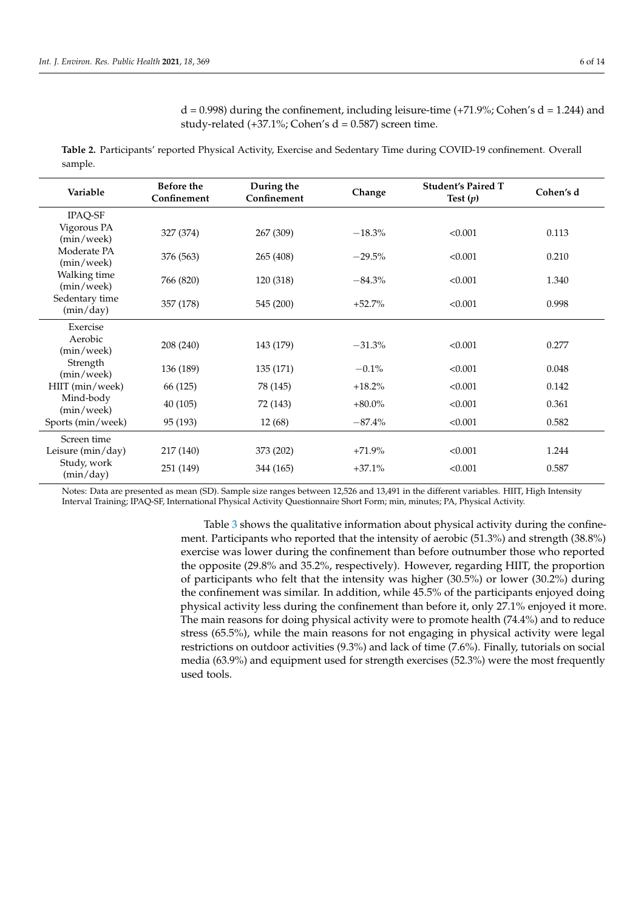d = 0.998) during the confinement, including leisure-time (+71.9%; Cohen's d = 1.244) and study-related (+37.1%; Cohen's d = 0.587) screen time.

**Table 2.** Participants' reported Physical Activity, Exercise and Sedentary Time during COVID-19 confinement. Overall sample.

| Variable | Before the Confinement | During the Confinement | Change | Student's Paired T Test (*p*) | Cohen's d |
|---|---|---|---|---|---|
| IPAQ-SF | | | | | |
| Vigorous PA (min/week) | 327 (374) | 267 (309) | −18.3% | <0.001 | 0.113 |
| Moderate PA (min/week) | 376 (563) | 265 (408) | −29.5% | <0.001 | 0.210 |
| Walking time (min/week) | 766 (820) | 120 (318) | −84.3% | <0.001 | 1.340 |
| Sedentary time (min/day) | 357 (178) | 545 (200) | +52.7% | <0.001 | 0.998 |
| Exercise | | | | | |
| Aerobic (min/week) | 208 (240) | 143 (179) | −31.3% | <0.001 | 0.277 |
| Strength (min/week) | 136 (189) | 135 (171) | −0.1% | <0.001 | 0.048 |
| HIIT (min/week) | 66 (125) | 78 (145) | +18.2% | <0.001 | 0.142 |
| Mind-body (min/week) | 40 (105) | 72 (143) | +80.0% | <0.001 | 0.361 |
| Sports (min/week) | 95 (193) | 12 (68) | −87.4% | <0.001 | 0.582 |
| Screen time | | | | | |
| Leisure (min/day) | 217 (140) | 373 (202) | +71.9% | <0.001 | 1.244 |
| Study, work (min/day) | 251 (149) | 344 (165) | +37.1% | <0.001 | 0.587 |

Notes: Data are presented as mean (SD). Sample size ranges between 12,526 and 13,491 in the different variables. HIIT, High Intensity Interval Training; IPAQ-SF, International Physical Activity Questionnaire Short Form; min, minutes; PA, Physical Activity.

Table 3 shows the qualitative information about physical activity during the confinement. Participants who reported that the intensity of aerobic (51.3%) and strength (38.8%) exercise was lower during the confinement than before outnumber those who reported the opposite (29.8% and 35.2%, respectively). However, regarding HIIT, the proportion of participants who felt that the intensity was higher (30.5%) or lower (30.2%) during the confinement was similar. In addition, while 45.5% of the participants enjoyed doing physical activity less during the confinement than before it, only 27.1% enjoyed it more. The main reasons for doing physical activity were to promote health (74.4%) and to reduce stress (65.5%), while the main reasons for not engaging in physical activity were legal restrictions on outdoor activities (9.3%) and lack of time (7.6%). Finally, tutorials on social media (63.9%) and equipment used for strength exercises (52.3%) were the most frequently used tools.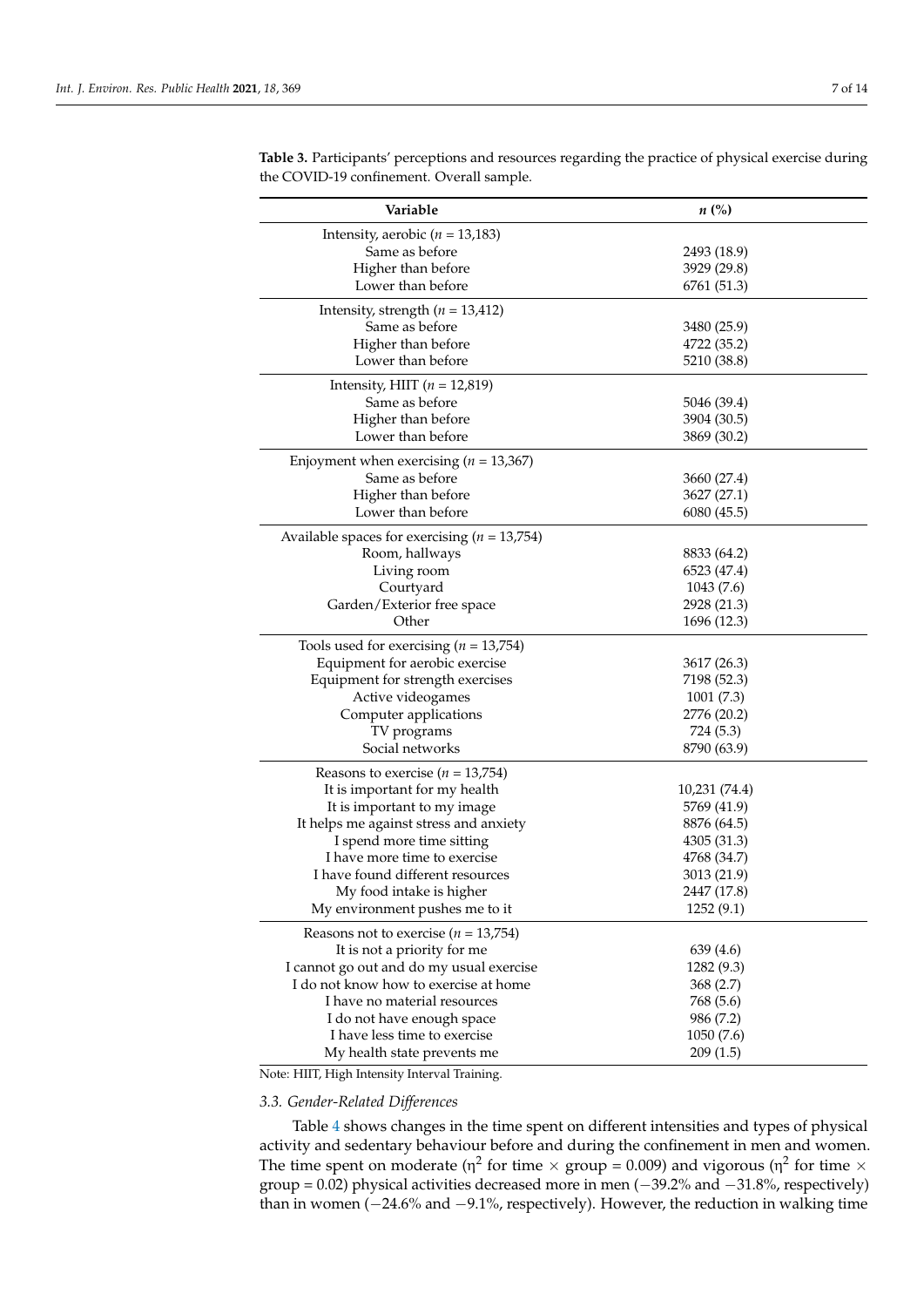**Table 3.** Participants' perceptions and resources regarding the practice of physical exercise during the COVID-19 confinement. Overall sample.

| Variable | *n* (%) |
|---|---|
| Intensity, aerobic (*n* = 13,183) | |
| Same as before | 2493 (18.9) |
| Higher than before | 3929 (29.8) |
| Lower than before | 6761 (51.3) |
| Intensity, strength (*n* = 13,412) | |
| Same as before | 3480 (25.9) |
| Higher than before | 4722 (35.2) |
| Lower than before | 5210 (38.8) |
| Intensity, HIIT (*n* = 12,819) | |
| Same as before | 5046 (39.4) |
| Higher than before | 3904 (30.5) |
| Lower than before | 3869 (30.2) |
| Enjoyment when exercising (*n* = 13,367) | |
| Same as before | 3660 (27.4) |
| Higher than before | 3627 (27.1) |
| Lower than before | 6080 (45.5) |
| Available spaces for exercising (*n* = 13,754) | |
| Room, hallways | 8833 (64.2) |
| Living room | 6523 (47.4) |
| Courtyard | 1043 (7.6) |
| Garden/Exterior free space | 2928 (21.3) |
| Other | 1696 (12.3) |
| Tools used for exercising (*n* = 13,754) | |
| Equipment for aerobic exercise | 3617 (26.3) |
| Equipment for strength exercises | 7198 (52.3) |
| Active videogames | 1001 (7.3) |
| Computer applications | 2776 (20.2) |
| TV programs | 724 (5.3) |
| Social networks | 8790 (63.9) |
| Reasons to exercise (*n* = 13,754) | |
| It is important for my health | 10,231 (74.4) |
| It is important to my image | 5769 (41.9) |
| It helps me against stress and anxiety | 8876 (64.5) |
| I spend more time sitting | 4305 (31.3) |
| I have more time to exercise | 4768 (34.7) |
| I have found different resources | 3013 (21.9) |
| My food intake is higher | 2447 (17.8) |
| My environment pushes me to it | 1252 (9.1) |
| Reasons not to exercise (*n* = 13,754) | |
| It is not a priority for me | 639 (4.6) |
| I cannot go out and do my usual exercise | 1282 (9.3) |
| I do not know how to exercise at home | 368 (2.7) |
| I have no material resources | 768 (5.6) |
| I do not have enough space | 986 (7.2) |
| I have less time to exercise | 1050 (7.6) |
| My health state prevents me | 209 (1.5) |

Note: HIIT, High Intensity Interval Training.

### *3.3. Gender-Related Differences*

Table 4 shows changes in the time spent on different intensities and types of physical activity and sedentary behaviour before and during the confinement in men and women. The time spent on moderate ($\eta^2$ for time × group = 0.009) and vigorous ($\eta^2$ for time × group = 0.02) physical activities decreased more in men (−39.2% and −31.8%, respectively) than in women (−24.6% and −9.1%, respectively). However, the reduction in walking time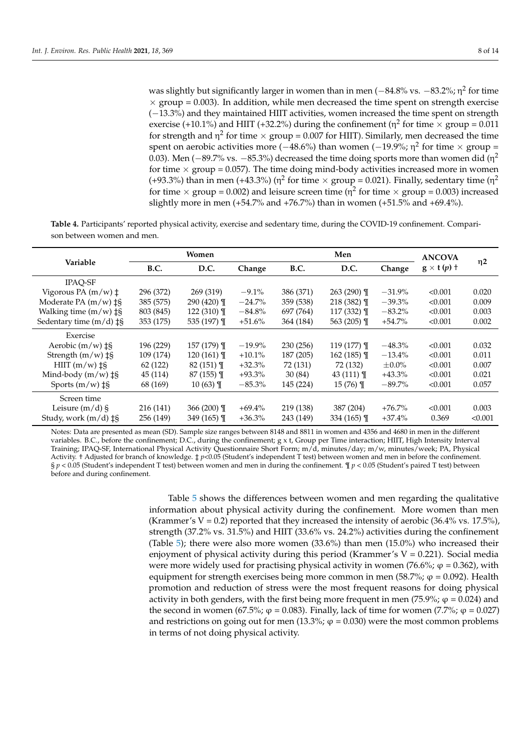was slightly but significantly larger in women than in men (−84.8% vs. −83.2%; $\eta^2$ for time × group = 0.003). In addition, while men decreased the time spent on strength exercise (−13.3%) and they maintained HIIT activities, women increased the time spent on strength exercise (+10.1%) and HIIT (+32.2%) during the confinement ($\eta^2$ for time × group = 0.011 for strength and $\eta^2$ for time × group = 0.007 for HIIT). Similarly, men decreased the time spent on aerobic activities more (−48.6%) than women (−19.9%; $\eta^2$ for time × group = 0.03). Men (−89.7% vs. −85.3%) decreased the time doing sports more than women did ($\eta^2$ for time × group = 0.057). The time doing mind-body activities increased more in women (+93.3%) than in men (+43.3%) ($\eta^2$ for time × group = 0.021). Finally, sedentary time ($\eta^2$ for time × group = 0.002) and leisure screen time ($\eta^2$ for time × group = 0.003) increased slightly more in men (+54.7% and +76.7%) than in women (+51.5% and +69.4%).

**Table 4.** Participants' reported physical activity, exercise and sedentary time, during the COVID-19 confinement. Comparison between women and men.

| Variable | Women | | | Men | | | ANCOVA | η2 |
|---|---|---|---|---|---|---|---|---|
| | B.C. | D.C. | Change | B.C. | D.C. | Change | g × t (*p*) † | |
| IPAQ-SF | | | | | | | | |
| Vigorous PA (m/w) ‡ | 296 (372) | 269 (319) | −9.1% | 386 (371) | 263 (290) ¶ | −31.9% | <0.001 | 0.020 |
| Moderate PA (m/w) ‡§ | 385 (575) | 290 (420) ¶ | −24.7% | 359 (538) | 218 (382) ¶ | −39.3% | <0.001 | 0.009 |
| Walking time (m/w) ‡§ | 803 (845) | 122 (310) ¶ | −84.8% | 697 (764) | 117 (332) ¶ | −83.2% | <0.001 | 0.003 |
| Sedentary time (m/d) ‡§ | 353 (175) | 535 (197) ¶ | +51.6% | 364 (184) | 563 (205) ¶ | +54.7% | <0.001 | 0.002 |
| Exercise | | | | | | | | |
| Aerobic (m/w) ‡§ | 196 (229) | 157 (179) ¶ | −19.9% | 230 (256) | 119 (177) ¶ | −48.3% | <0.001 | 0.032 |
| Strength (m/w) ‡§ | 109 (174) | 120 (161) ¶ | +10.1% | 187 (205) | 162 (185) ¶ | −13.4% | <0.001 | 0.011 |
| HIIT (m/w) ‡§ | 62 (122) | 82 (151) ¶ | +32.3% | 72 (131) | 72 (132) | ±0.0% | <0.001 | 0.007 |
| Mind-body (m/w) ‡§ | 45 (114) | 87 (155) ¶ | +93.3% | 30 (84) | 43 (111) ¶ | +43.3% | <0.001 | 0.021 |
| Sports (m/w) ‡§ | 68 (169) | 10 (63) ¶ | −85.3% | 145 (224) | 15 (76) ¶ | −89.7% | <0.001 | 0.057 |
| Screen time | | | | | | | | |
| Leisure (m/d) § | 216 (141) | 366 (200) ¶ | +69.4% | 219 (138) | 387 (204) | +76.7% | <0.001 | 0.003 |
| Study, work (m/d) ‡§ | 256 (149) | 349 (165) ¶ | +36.3% | 243 (149) | 334 (165) ¶ | +37.4% | 0.369 | <0.001 |

Notes: Data are presented as mean (SD). Sample size ranges between 8148 and 8811 in women and 4356 and 4680 in men in the different variables. B.C., before the confinement; D.C., during the confinement; g x t, Group per Time interaction; HIIT, High Intensity Interval Training; IPAQ-SF, International Physical Activity Questionnaire Short Form; m/d, minutes/day; m/w, minutes/week; PA, Physical Activity. † Adjusted for branch of knowledge. ‡ $p<0.05$ (Student's independent T test) between women and men in before the confinement. § $p < 0.05$ (Student's independent T test) between women and men in during the confinement. ¶ $p < 0.05$ (Student's paired T test) between before and during confinement.

Table 5 shows the differences between women and men regarding the qualitative information about physical activity during the confinement. More women than men (Krammer's V = 0.2) reported that they increased the intensity of aerobic (36.4% vs. 17.5%), strength (37.2% vs. 31.5%) and HIIT (33.6% vs. 24.2%) activities during the confinement (Table 5); there were also more women (33.6%) than men (15.0%) who increased their enjoyment of physical activity during this period (Krammer's V = 0.221). Social media were more widely used for practising physical activity in women (76.6%; φ = 0.362), with equipment for strength exercises being more common in men (58.7%; φ = 0.092). Health promotion and reduction of stress were the most frequent reasons for doing physical activity in both genders, with the first being more frequent in men (75.9%; φ = 0.024) and the second in women (67.5%; φ = 0.083). Finally, lack of time for women (7.7%; φ = 0.027) and restrictions on going out for men (13.3%; φ = 0.030) were the most common problems in terms of not doing physical activity.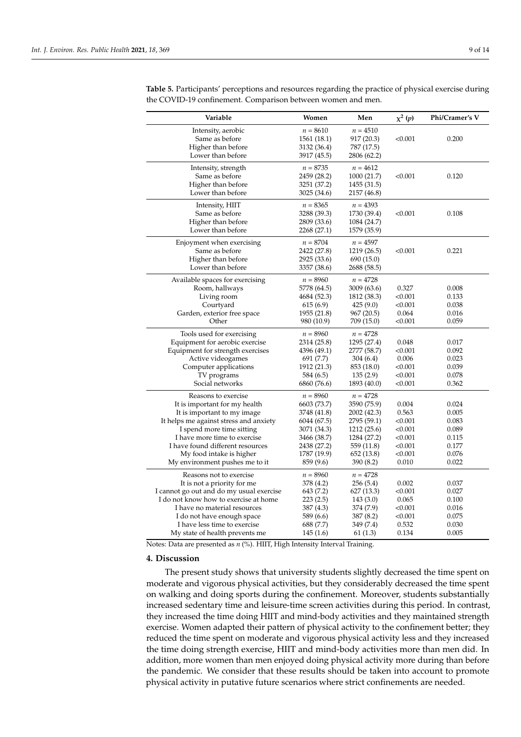**Table 5.** Participants' perceptions and resources regarding the practice of physical exercise during the COVID-19 confinement. Comparison between women and men.

| Variable | Women | Men | $\chi^2$ ($p$) | Phi/Cramer's V |
|---|---|---|---|---|
| Intensity, aerobic | $n$ = 8610 | $n$ = 4510 | | |
| Same as before | 1561 (18.1) | 917 (20.3) | <0.001 | 0.200 |
| Higher than before | 3132 (36.4) | 787 (17.5) | | |
| Lower than before | 3917 (45.5) | 2806 (62.2) | | |
| Intensity, strength | $n$ = 8735 | $n$ = 4612 | | |
| Same as before | 2459 (28.2) | 1000 (21.7) | <0.001 | 0.120 |
| Higher than before | 3251 (37.2) | 1455 (31.5) | | |
| Lower than before | 3025 (34.6) | 2157 (46.8) | | |
| Intensity, HIIT | $n$ = 8365 | $n$ = 4393 | | |
| Same as before | 3288 (39.3) | 1730 (39.4) | <0.001 | 0.108 |
| Higher than before | 2809 (33.6) | 1084 (24.7) | | |
| Lower than before | 2268 (27.1) | 1579 (35.9) | | |
| Enjoyment when exercising | $n$ = 8704 | $n$ = 4597 | | |
| Same as before | 2422 (27.8) | 1219 (26.5) | <0.001 | 0.221 |
| Higher than before | 2925 (33.6) | 690 (15.0) | | |
| Lower than before | 3357 (38.6) | 2688 (58.5) | | |
| Available spaces for exercising | $n$ = 8960 | $n$ = 4728 | | |
| Room, hallways | 5778 (64.5) | 3009 (63.6) | 0.327 | 0.008 |
| Living room | 4684 (52.3) | 1812 (38.3) | <0.001 | 0.133 |
| Courtyard | 615 (6.9) | 425 (9.0) | <0.001 | 0.038 |
| Garden, exterior free space | 1955 (21.8) | 967 (20.5) | 0.064 | 0.016 |
| Other | 980 (10.9) | 709 (15.0) | <0.001 | 0.059 |
| Tools used for exercising | $n$ = 8960 | $n$ = 4728 | | |
| Equipment for aerobic exercise | 2314 (25.8) | 1295 (27.4) | 0.048 | 0.017 |
| Equipment for strength exercises | 4396 (49.1) | 2777 (58.7) | <0.001 | 0.092 |
| Active videogames | 691 (7.7) | 304 (6.4) | 0.006 | 0.023 |
| Computer applications | 1912 (21.3) | 853 (18.0) | <0.001 | 0.039 |
| TV programs | 584 (6.5) | 135 (2.9) | <0.001 | 0.078 |
| Social networks | 6860 (76.6) | 1893 (40.0) | <0.001 | 0.362 |
| Reasons to exercise | $n$ = 8960 | $n$ = 4728 | | |
| It is important for my health | 6603 (73.7) | 3590 (75.9) | 0.004 | 0.024 |
| It is important to my image | 3748 (41.8) | 2002 (42.3) | 0.563 | 0.005 |
| It helps me against stress and anxiety | 6044 (67.5) | 2795 (59.1) | <0.001 | 0.083 |
| I spend more time sitting | 3071 (34.3) | 1212 (25.6) | <0.001 | 0.089 |
| I have more time to exercise | 3466 (38.7) | 1284 (27.2) | <0.001 | 0.115 |
| I have found different resources | 2438 (27.2) | 559 (11.8) | <0.001 | 0.177 |
| My food intake is higher | 1787 (19.9) | 652 (13.8) | <0.001 | 0.076 |
| My environment pushes me to it | 859 (9.6) | 390 (8.2) | 0.010 | 0.022 |
| Reasons not to exercise | $n$ = 8960 | $n$ = 4728 | | |
| It is not a priority for me | 378 (4.2) | 256 (5.4) | 0.002 | 0.037 |
| I cannot go out and do my usual exercise | 643 (7.2) | 627 (13.3) | <0.001 | 0.027 |
| I do not know how to exercise at home | 223 (2.5) | 143 (3.0) | 0.065 | 0.100 |
| I have no material resources | 387 (4.3) | 374 (7.9) | <0.001 | 0.016 |
| I do not have enough space | 589 (6.6) | 387 (8.2) | <0.001 | 0.075 |
| I have less time to exercise | 688 (7.7) | 349 (7.4) | 0.532 | 0.030 |
| My state of health prevents me | 145 (1.6) | 61 (1.3) | 0.134 | 0.005 |

Notes: Data are presented as $n$ (%). HIIT, High Intensity Interval Training.

## 4. Discussion

The present study shows that university students slightly decreased the time spent on moderate and vigorous physical activities, but they considerably decreased the time spent on walking and doing sports during the confinement. Moreover, students substantially increased sedentary time and leisure-time screen activities during this period. In contrast, they increased the time doing HIIT and mind-body activities and they maintained strength exercise. Women adapted their pattern of physical activity to the confinement better; they reduced the time spent on moderate and vigorous physical activity less and they increased the time doing strength exercise, HIIT and mind-body activities more than men did. In addition, more women than men enjoyed doing physical activity more during than before the pandemic. We consider that these results should be taken into account to promote physical activity in putative future scenarios where strict confinements are needed.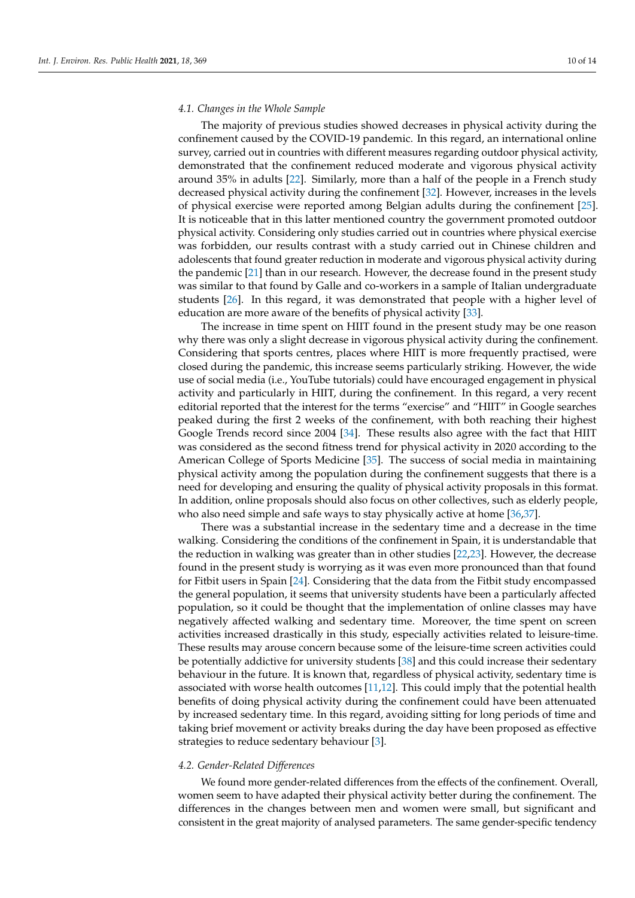### 4.1. Changes in the Whole Sample

The majority of previous studies showed decreases in physical activity during the confinement caused by the COVID-19 pandemic. In this regard, an international online survey, carried out in countries with different measures regarding outdoor physical activity, demonstrated that the confinement reduced moderate and vigorous physical activity around 35% in adults [22]. Similarly, more than a half of the people in a French study decreased physical activity during the confinement [32]. However, increases in the levels of physical exercise were reported among Belgian adults during the confinement [25]. It is noticeable that in this latter mentioned country the government promoted outdoor physical activity. Considering only studies carried out in countries where physical exercise was forbidden, our results contrast with a study carried out in Chinese children and adolescents that found greater reduction in moderate and vigorous physical activity during the pandemic [21] than in our research. However, the decrease found in the present study was similar to that found by Galle and co-workers in a sample of Italian undergraduate students [26]. In this regard, it was demonstrated that people with a higher level of education are more aware of the benefits of physical activity [33].

The increase in time spent on HIIT found in the present study may be one reason why there was only a slight decrease in vigorous physical activity during the confinement. Considering that sports centres, places where HIIT is more frequently practised, were closed during the pandemic, this increase seems particularly striking. However, the wide use of social media (i.e., YouTube tutorials) could have encouraged engagement in physical activity and particularly in HIIT, during the confinement. In this regard, a very recent editorial reported that the interest for the terms "exercise" and "HIIT" in Google searches peaked during the first 2 weeks of the confinement, with both reaching their highest Google Trends record since 2004 [34]. These results also agree with the fact that HIIT was considered as the second fitness trend for physical activity in 2020 according to the American College of Sports Medicine [35]. The success of social media in maintaining physical activity among the population during the confinement suggests that there is a need for developing and ensuring the quality of physical activity proposals in this format. In addition, online proposals should also focus on other collectives, such as elderly people, who also need simple and safe ways to stay physically active at home [36,37].

There was a substantial increase in the sedentary time and a decrease in the time walking. Considering the conditions of the confinement in Spain, it is understandable that the reduction in walking was greater than in other studies [22,23]. However, the decrease found in the present study is worrying as it was even more pronounced than that found for Fitbit users in Spain [24]. Considering that the data from the Fitbit study encompassed the general population, it seems that university students have been a particularly affected population, so it could be thought that the implementation of online classes may have negatively affected walking and sedentary time. Moreover, the time spent on screen activities increased drastically in this study, especially activities related to leisure-time. These results may arouse concern because some of the leisure-time screen activities could be potentially addictive for university students [38] and this could increase their sedentary behaviour in the future. It is known that, regardless of physical activity, sedentary time is associated with worse health outcomes [11,12]. This could imply that the potential health benefits of doing physical activity during the confinement could have been attenuated by increased sedentary time. In this regard, avoiding sitting for long periods of time and taking brief movement or activity breaks during the day have been proposed as effective strategies to reduce sedentary behaviour [3].

### 4.2. Gender-Related Differences

We found more gender-related differences from the effects of the confinement. Overall, women seem to have adapted their physical activity better during the confinement. The differences in the changes between men and women were small, but significant and consistent in the great majority of analysed parameters. The same gender-specific tendency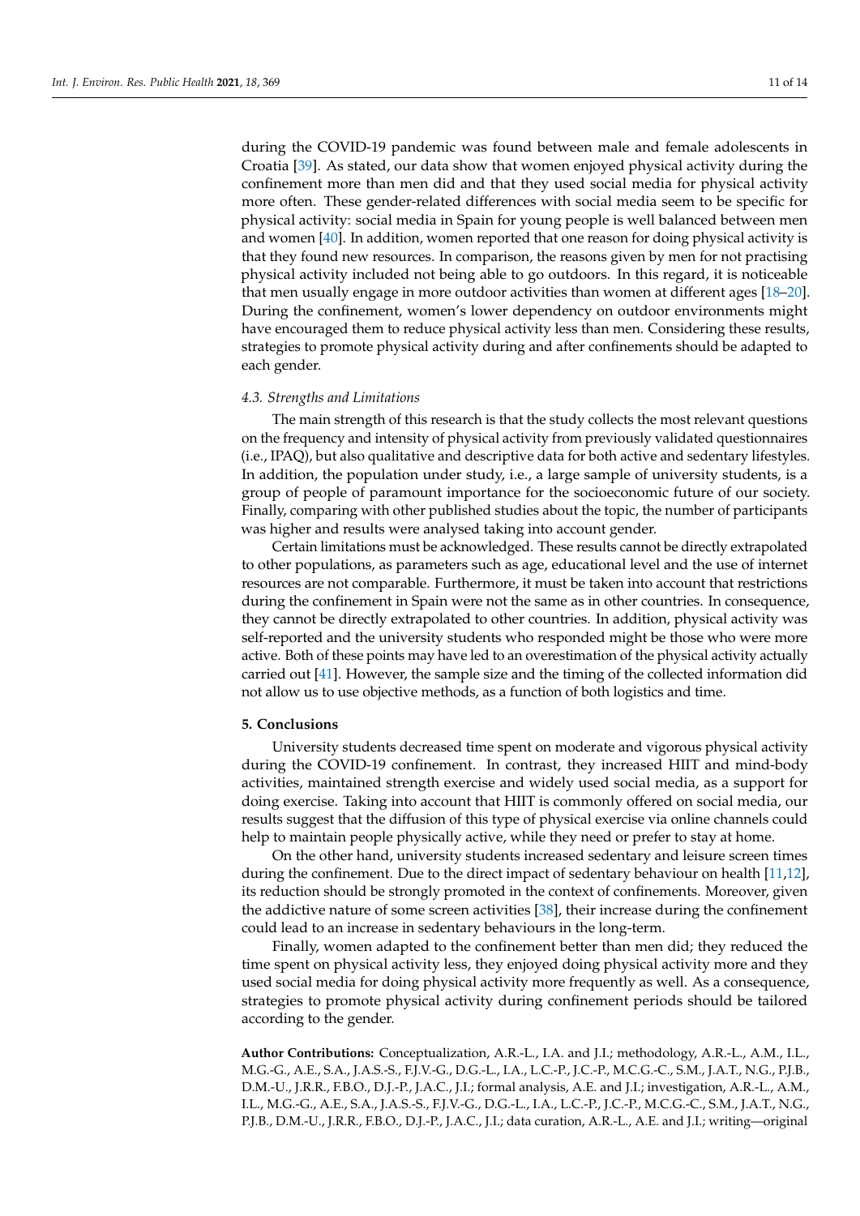during the COVID-19 pandemic was found between male and female adolescents in Croatia [39]. As stated, our data show that women enjoyed physical activity during the confinement more than men did and that they used social media for physical activity more often. These gender-related differences with social media seem to be specific for physical activity: social media in Spain for young people is well balanced between men and women [40]. In addition, women reported that one reason for doing physical activity is that they found new resources. In comparison, the reasons given by men for not practising physical activity included not being able to go outdoors. In this regard, it is noticeable that men usually engage in more outdoor activities than women at different ages [18–20]. During the confinement, women's lower dependency on outdoor environments might have encouraged them to reduce physical activity less than men. Considering these results, strategies to promote physical activity during and after confinements should be adapted to each gender.

### *4.3. Strengths and Limitations*

The main strength of this research is that the study collects the most relevant questions on the frequency and intensity of physical activity from previously validated questionnaires (i.e., IPAQ), but also qualitative and descriptive data for both active and sedentary lifestyles. In addition, the population under study, i.e., a large sample of university students, is a group of people of paramount importance for the socioeconomic future of our society. Finally, comparing with other published studies about the topic, the number of participants was higher and results were analysed taking into account gender.

Certain limitations must be acknowledged. These results cannot be directly extrapolated to other populations, as parameters such as age, educational level and the use of internet resources are not comparable. Furthermore, it must be taken into account that restrictions during the confinement in Spain were not the same as in other countries. In consequence, they cannot be directly extrapolated to other countries. In addition, physical activity was self-reported and the university students who responded might be those who were more active. Both of these points may have led to an overestimation of the physical activity actually carried out [41]. However, the sample size and the timing of the collected information did not allow us to use objective methods, as a function of both logistics and time.

## **5. Conclusions**

University students decreased time spent on moderate and vigorous physical activity during the COVID-19 confinement. In contrast, they increased HIIT and mind-body activities, maintained strength exercise and widely used social media, as a support for doing exercise. Taking into account that HIIT is commonly offered on social media, our results suggest that the diffusion of this type of physical exercise via online channels could help to maintain people physically active, while they need or prefer to stay at home.

On the other hand, university students increased sedentary and leisure screen times during the confinement. Due to the direct impact of sedentary behaviour on health [11,12], its reduction should be strongly promoted in the context of confinements. Moreover, given the addictive nature of some screen activities [38], their increase during the confinement could lead to an increase in sedentary behaviours in the long-term.

Finally, women adapted to the confinement better than men did; they reduced the time spent on physical activity less, they enjoyed doing physical activity more and they used social media for doing physical activity more frequently as well. As a consequence, strategies to promote physical activity during confinement periods should be tailored according to the gender.

**Author Contributions:** Conceptualization, A.R.-L., I.A. and J.I.; methodology, A.R.-L., A.M., I.L., M.G.-G., A.E., S.A., J.A.S.-S., F.J.V.-G., D.G.-L., I.A., L.C.-P., J.C.-P., M.C.G.-C., S.M., J.A.T., N.G., P.J.B., D.M.-U., J.R.R., F.B.O., D.J.-P., J.A.C., J.I.; formal analysis, A.E. and J.I.; investigation, A.R.-L., A.M., I.L., M.G.-G., A.E., S.A., J.A.S.-S., F.J.V.-G., D.G.-L., I.A., L.C.-P., J.C.-P., M.C.G.-C., S.M., J.A.T., N.G., P.J.B., D.M.-U., J.R.R., F.B.O., D.J.-P., J.A.C., J.I.; data curation, A.R.-L., A.E. and J.I.; writing—original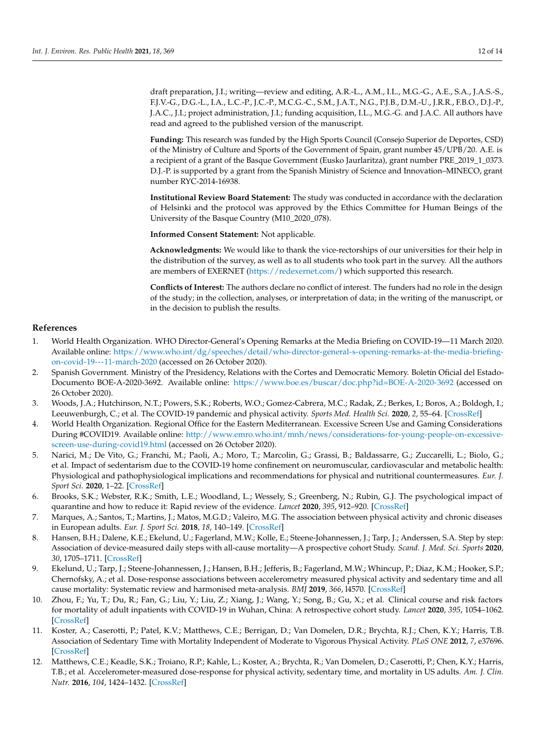draft preparation, J.I.; writing—review and editing, A.R.-L., A.M., I.L., M.G.-G., A.E., S.A., J.A.S.-S., F.J.V.-G., D.G.-L., I.A., L.C.-P., J.C.-P., M.C.G.-C., S.M., J.A.T., N.G., P.J.B., D.M.-U., J.R.R., F.B.O., D.J.-P., J.A.C., J.I.; project administration, J.I.; funding acquisition, I.L., M.G.-G. and J.A.C. All authors have read and agreed to the published version of the manuscript.

**Funding:** This research was funded by the High Sports Council (Consejo Superior de Deportes, CSD) of the Ministry of Culture and Sports of the Government of Spain, grant number 45/UPB/20. A.E. is a recipient of a grant of the Basque Government (Eusko Jaurlaritza), grant number PRE_2019_1_0373. D.J.-P. is supported by a grant from the Spanish Ministry of Science and Innovation–MINECO, grant number RYC-2014-16938.

**Institutional Review Board Statement:** The study was conducted in accordance with the declaration of Helsinki and the protocol was approved by the Ethics Committee for Human Beings of the University of the Basque Country (M10_2020_078).

**Informed Consent Statement:** Not applicable.

**Acknowledgments:** We would like to thank the vice-rectorships of our universities for their help in the distribution of the survey, as well as to all students who took part in the survey. All the authors are members of EXERNET (https://redexernet.com/) which supported this research.

**Conflicts of Interest:** The authors declare no conflict of interest. The funders had no role in the design of the study; in the collection, analyses, or interpretation of data; in the writing of the manuscript, or in the decision to publish the results.

## References

1. World Health Organization. WHO Director-General's Opening Remarks at the Media Briefing on COVID-19—11 March 2020. Available online: https://www.who.int/dg/speeches/detail/who-director-general-s-opening-remarks-at-the-media-briefing-on-covid-19---11-march-2020 (accessed on 26 October 2020).
2. Spanish Government. Ministry of the Presidency, Relations with the Cortes and Democratic Memory. Boletín Oficial del Estado-Documento BOE-A-2020-3692. Available online: https://www.boe.es/buscar/doc.php?id=BOE-A-2020-3692 (accessed on 26 October 2020).
3. Woods, J.A.; Hutchinson, N.T.; Powers, S.K.; Roberts, W.O.; Gomez-Cabrera, M.C.; Radak, Z.; Berkes, I.; Boros, A.; Boldogh, I.; Leeuwenburgh, C.; et al. The COVID-19 pandemic and physical activity. *Sports Med. Health Sci.* **2020**, *2*, 55–64. [CrossRef]
4. World Health Organization. Regional Office for the Eastern Mediterranean. Excessive Screen Use and Gaming Considerations During #COVID19. Available online: http://www.emro.who.int/mnh/news/considerations-for-young-people-on-excessive-screen-use-during-covid19.html (accessed on 26 October 2020).
5. Narici, M.; De Vito, G.; Franchi, M.; Paoli, A.; Moro, T.; Marcolin, G.; Grassi, B.; Baldassarre, G.; Zuccarelli, L.; Biolo, G.; et al. Impact of sedentarism due to the COVID-19 home confinement on neuromuscular, cardiovascular and metabolic health: Physiological and pathophysiological implications and recommendations for physical and nutritional countermeasures. *Eur. J. Sport Sci.* **2020**, 1–22. [CrossRef]
6. Brooks, S.K.; Webster, R.K.; Smith, L.E.; Woodland, L.; Wessely, S.; Greenberg, N.; Rubin, G.J. The psychological impact of quarantine and how to reduce it: Rapid review of the evidence. *Lancet* **2020**, *395*, 912–920. [CrossRef]
7. Marques, A.; Santos, T.; Martins, J.; Matos, M.G.D.; Valeiro, M.G. The association between physical activity and chronic diseases in European adults. *Eur. J. Sport Sci.* **2018**, *18*, 140–149. [CrossRef]
8. Hansen, B.H.; Dalene, K.E.; Ekelund, U.; Fagerland, M.W.; Kolle, E.; Steene-Johannessen, J.; Tarp, J.; Anderssen, S.A. Step by step: Association of device-measured daily steps with all-cause mortality—A prospective cohort Study. *Scand. J. Med. Sci. Sports* **2020**, *30*, 1705–1711. [CrossRef]
9. Ekelund, U.; Tarp, J.; Steene-Johannessen, J.; Hansen, B.H.; Jefferis, B.; Fagerland, M.W.; Whincup, P.; Diaz, K.M.; Hooker, S.P.; Chernofsky, A.; et al. Dose-response associations between accelerometry measured physical activity and sedentary time and all cause mortality: Systematic review and harmonised meta-analysis. *BMJ* **2019**, *366*, l4570. [CrossRef]
10. Zhou, F.; Yu, T.; Du, R.; Fan, G.; Liu, Y.; Liu, Z.; Xiang, J.; Wang, Y.; Song, B.; Gu, X.; et al. Clinical course and risk factors for mortality of adult inpatients with COVID-19 in Wuhan, China: A retrospective cohort study. *Lancet* **2020**, *395*, 1054–1062. [CrossRef]
11. Koster, A.; Caserotti, P.; Patel, K.V.; Matthews, C.E.; Berrigan, D.; Van Domelen, D.R.; Brychta, R.J.; Chen, K.Y.; Harris, T.B. Association of Sedentary Time with Mortality Independent of Moderate to Vigorous Physical Activity. *PLoS ONE* **2012**, *7*, e37696. [CrossRef]
12. Matthews, C.E.; Keadle, S.K.; Troiano, R.P.; Kahle, L.; Koster, A.; Brychta, R.; Van Domelen, D.; Caserotti, P.; Chen, K.Y.; Harris, T.B.; et al. Accelerometer-measured dose-response for physical activity, sedentary time, and mortality in US adults. *Am. J. Clin. Nutr.* **2016**, *104*, 1424–1432. [CrossRef]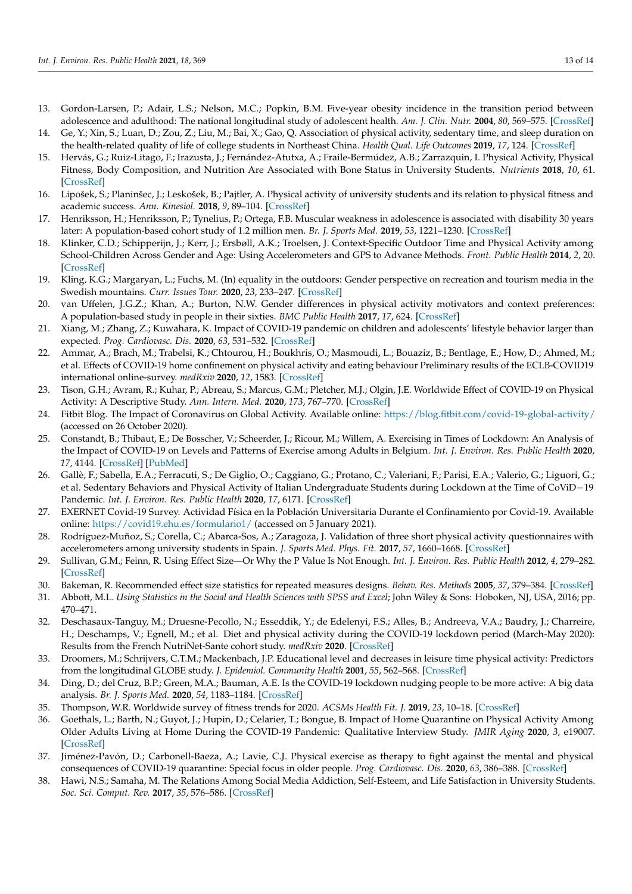13. Gordon-Larsen, P.; Adair, L.S.; Nelson, M.C.; Popkin, B.M. Five-year obesity incidence in the transition period between adolescence and adulthood: The national longitudinal study of adolescent health. *Am. J. Clin. Nutr.* **2004**, *80*, 569–575. [CrossRef]
14. Ge, Y.; Xin, S.; Luan, D.; Zou, Z.; Liu, M.; Bai, X.; Gao, Q. Association of physical activity, sedentary time, and sleep duration on the health-related quality of life of college students in Northeast China. *Health Qual. Life Outcomes* **2019**, *17*, 124. [CrossRef]
15. Hervás, G.; Ruiz-Litago, F.; Irazusta, J.; Fernández-Atutxa, A.; Fraile-Bermúdez, A.B.; Zarrazquin, I. Physical Activity, Physical Fitness, Body Composition, and Nutrition Are Associated with Bone Status in University Students. *Nutrients* **2018**, *10*, 61. [CrossRef]
16. Lipošek, S.; Planinšec, J.; Leskošek, B.; Pajtler, A. Physical activity of university students and its relation to physical fitness and academic success. *Ann. Kinesiol.* **2018**, *9*, 89–104. [CrossRef]
17. Henriksson, H.; Henriksson, P.; Tynelius, P.; Ortega, F.B. Muscular weakness in adolescence is associated with disability 30 years later: A population-based cohort study of 1.2 million men. *Br. J. Sports Med.* **2019**, *53*, 1221–1230. [CrossRef]
18. Klinker, C.D.; Schipperijn, J.; Kerr, J.; Ersbøll, A.K.; Troelsen, J. Context-Specific Outdoor Time and Physical Activity among School-Children Across Gender and Age: Using Accelerometers and GPS to Advance Methods. *Front. Public Health* **2014**, *2*, 20. [CrossRef]
19. Kling, K.G.; Margaryan, L.; Fuchs, M. (In) equality in the outdoors: Gender perspective on recreation and tourism media in the Swedish mountains. *Curr. Issues Tour.* **2020**, *23*, 233–247. [CrossRef]
20. van Uffelen, J.G.Z.; Khan, A.; Burton, N.W. Gender differences in physical activity motivators and context preferences: A population-based study in people in their sixties. *BMC Public Health* **2017**, *17*, 624. [CrossRef]
21. Xiang, M.; Zhang, Z.; Kuwahara, K. Impact of COVID-19 pandemic on children and adolescents' lifestyle behavior larger than expected. *Prog. Cardiovasc. Dis.* **2020**, *63*, 531–532. [CrossRef]
22. Ammar, A.; Brach, M.; Trabelsi, K.; Chtourou, H.; Boukhris, O.; Masmoudi, L.; Bouaziz, B.; Bentlage, E.; How, D.; Ahmed, M.; et al. Effects of COVID-19 home confinement on physical activity and eating behaviour Preliminary results of the ECLB-COVID19 international online-survey. *medRxiv* **2020**, *12*, 1583. [CrossRef]
23. Tison, G.H.; Avram, R.; Kuhar, P.; Abreau, S.; Marcus, G.M.; Pletcher, M.J.; Olgin, J.E. Worldwide Effect of COVID-19 on Physical Activity: A Descriptive Study. *Ann. Intern. Med.* **2020**, *173*, 767–770. [CrossRef]
24. Fitbit Blog. The Impact of Coronavirus on Global Activity. Available online: https://blog.fitbit.com/covid-19-global-activity/ (accessed on 26 October 2020).
25. Constandt, B.; Thibaut, E.; De Bosscher, V.; Scheerder, J.; Ricour, M.; Willem, A. Exercising in Times of Lockdown: An Analysis of the Impact of COVID-19 on Levels and Patterns of Exercise among Adults in Belgium. *Int. J. Environ. Res. Public Health* **2020**, *17*, 4144. [CrossRef] [PubMed]
26. Gallè, F.; Sabella, E.A.; Ferracuti, S.; De Giglio, O.; Caggiano, G.; Protano, C.; Valeriani, F.; Parisi, E.A.; Valerio, G.; Liguori, G.; et al. Sedentary Behaviors and Physical Activity of Italian Undergraduate Students during Lockdown at the Time of CoViD−19 Pandemic. *Int. J. Environ. Res. Public Health* **2020**, *17*, 6171. [CrossRef]
27. EXERNET Covid-19 Survey. Actividad Física en la Población Universitaria Durante el Confinamiento por Covid-19. Available online: https://covid19.ehu.es/formulario1/ (accessed on 5 January 2021).
28. Rodríguez-Muñoz, S.; Corella, C.; Abarca-Sos, A.; Zaragoza, J. Validation of three short physical activity questionnaires with accelerometers among university students in Spain. *J. Sports Med. Phys. Fit.* **2017**, *57*, 1660–1668. [CrossRef]
29. Sullivan, G.M.; Feinn, R. Using Effect Size—Or Why the P Value Is Not Enough. *Int. J. Environ. Res. Public Health* **2012**, *4*, 279–282. [CrossRef]
30. Bakeman, R. Recommended effect size statistics for repeated measures designs. *Behav. Res. Methods* **2005**, *37*, 379–384. [CrossRef]
31. Abbott, M.L. *Using Statistics in the Social and Health Sciences with SPSS and Excel*; John Wiley & Sons: Hoboken, NJ, USA, 2016; pp. 470–471.
32. Deschasaux-Tanguy, M.; Druesne-Pecollo, N.; Esseddik, Y.; de Edelenyi, F.S.; Alles, B.; Andreeva, V.A.; Baudry, J.; Charreire, H.; Deschamps, V.; Egnell, M.; et al. Diet and physical activity during the COVID-19 lockdown period (March-May 2020): Results from the French NutriNet-Sante cohort study. *medRxiv* **2020**. [CrossRef]
33. Droomers, M.; Schrijvers, C.T.M.; Mackenbach, J.P. Educational level and decreases in leisure time physical activity: Predictors from the longitudinal GLOBE study. *J. Epidemiol. Community Health* **2001**, *55*, 562–568. [CrossRef]
34. Ding, D.; del Cruz, B.P.; Green, M.A.; Bauman, A.E. Is the COVID-19 lockdown nudging people to be more active: A big data analysis. *Br. J. Sports Med.* **2020**, *54*, 1183–1184. [CrossRef]
35. Thompson, W.R. Worldwide survey of fitness trends for 2020. *ACSMs Health Fit. J.* **2019**, *23*, 10–18. [CrossRef]
36. Goethals, L.; Barth, N.; Guyot, J.; Hupin, D.; Celarier, T.; Bongue, B. Impact of Home Quarantine on Physical Activity Among Older Adults Living at Home During the COVID-19 Pandemic: Qualitative Interview Study. *JMIR Aging* **2020**, *3*, e19007. [CrossRef]
37. Jiménez-Pavón, D.; Carbonell-Baeza, A.; Lavie, C.J. Physical exercise as therapy to fight against the mental and physical consequences of COVID-19 quarantine: Special focus in older people. *Prog. Cardiovasc. Dis.* **2020**, *63*, 386–388. [CrossRef]
38. Hawi, N.S.; Samaha, M. The Relations Among Social Media Addiction, Self-Esteem, and Life Satisfaction in University Students. *Soc. Sci. Comput. Rev.* **2017**, *35*, 576–586. [CrossRef]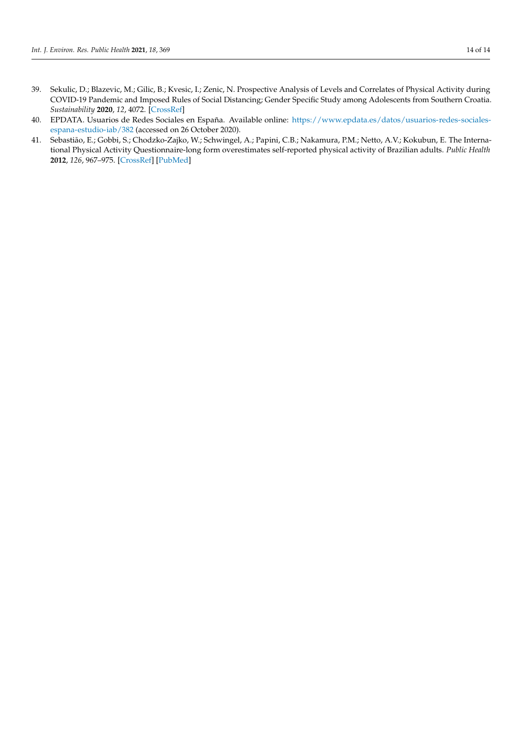39. Sekulic, D.; Blazevic, M.; Gilic, B.; Kvesic, I.; Zenic, N. Prospective Analysis of Levels and Correlates of Physical Activity during COVID-19 Pandemic and Imposed Rules of Social Distancing; Gender Specific Study among Adolescents from Southern Croatia. *Sustainability* **2020**, *12*, 4072. [CrossRef]
40. EPDATA. Usuarios de Redes Sociales en España. Available online: https://www.epdata.es/datos/usuarios-redes-sociales-espana-estudio-iab/382 (accessed on 26 October 2020).
41. Sebastião, E.; Gobbi, S.; Chodzko-Zajko, W.; Schwingel, A.; Papini, C.B.; Nakamura, P.M.; Netto, A.V.; Kokubun, E. The International Physical Activity Questionnaire-long form overestimates self-reported physical activity of Brazilian adults. *Public Health* **2012**, *126*, 967–975. [CrossRef] [PubMed]